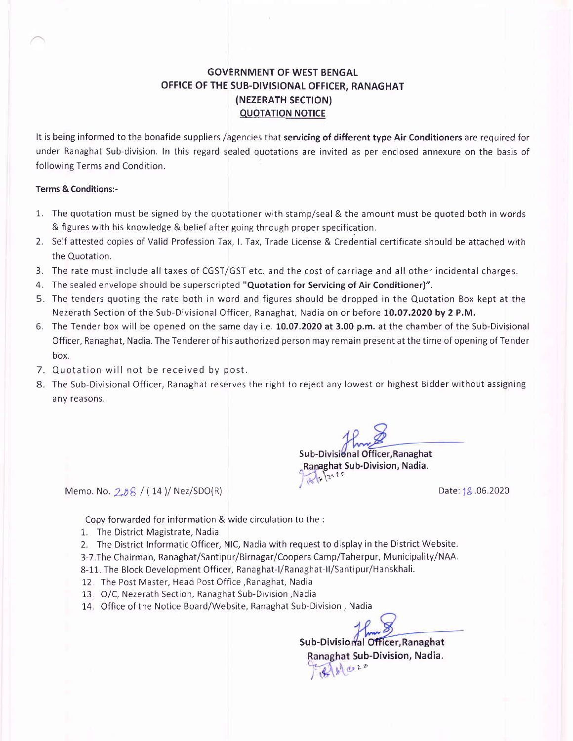# GOVERNMENT OF WEST BENGAL
## OFFICE OF THE SUB-DIVISIONAL OFFICER, RANAGHAT
### (NEZERATH SECTION)
### QUOTATION NOTICE

It is being informed to the bonafide suppliers /agencies that **servicing of different type Air Conditioners** are required for under Ranaghat Sub-division. In this regard sealed quotations are invited as per enclosed annexure on the basis of following Terms and Condition.

**Terms & Conditions:-**

1. The quotation must be signed by the quotationer with stamp/seal & the amount must be quoted both in words & figures with his knowledge & belief after going through proper specification.
2. Self attested copies of Valid Profession Tax, I. Tax, Trade License & Credential certificate should be attached with the Quotation.
3. The rate must include all taxes of CGST/GST etc. and the cost of carriage and all other incidental charges.
4. The sealed envelope should be superscripted **"Quotation for Servicing of Air Conditioner)"**.
5. The tenders quoting the rate both in word and figures should be dropped in the Quotation Box kept at the Nezerath Section of the Sub-Divisional Officer, Ranaghat, Nadia on or before **10.07.2020 by 2 P.M.**
6. The Tender box will be opened on the same day i.e. **10.07.2020 at 3.00 p.m.** at the chamber of the Sub-Divisional Officer, Ranaghat, Nadia. The Tenderer of his authorized person may remain present at the time of opening of Tender box.
7. Quotation will not be received by post.
8. The Sub-Divisional Officer, Ranaghat reserves the right to reject any lowest or highest Bidder without assigning any reasons.

Sub-Divisional Officer,Ranaghat
Ranaghat Sub-Division, Nadia.
18/6/2020

Memo. No. 208 / ( 14 )/ Nez/SDO(R) Date: 18.06.2020

Copy forwarded for information & wide circulation to the :

1. The District Magistrate, Nadia
2. The District Informatic Officer, NIC, Nadia with request to display in the District Website.

3-7. The Chairman, Ranaghat/Santipur/Birnagar/Coopers Camp/Taherpur, Municipality/NAA.

8-11. The Block Development Officer, Ranaghat-I/Ranaghat-II/Santipur/Hanskhali.

12. The Post Master, Head Post Office ,Ranaghat, Nadia
13. O/C, Nezerath Section, Ranaghat Sub-Division ,Nadia
14. Office of the Notice Board/Website, Ranaghat Sub-Division , Nadia

Sub-Divisional Officer,Ranaghat
Ranaghat Sub-Division, Nadia.
18/6/2020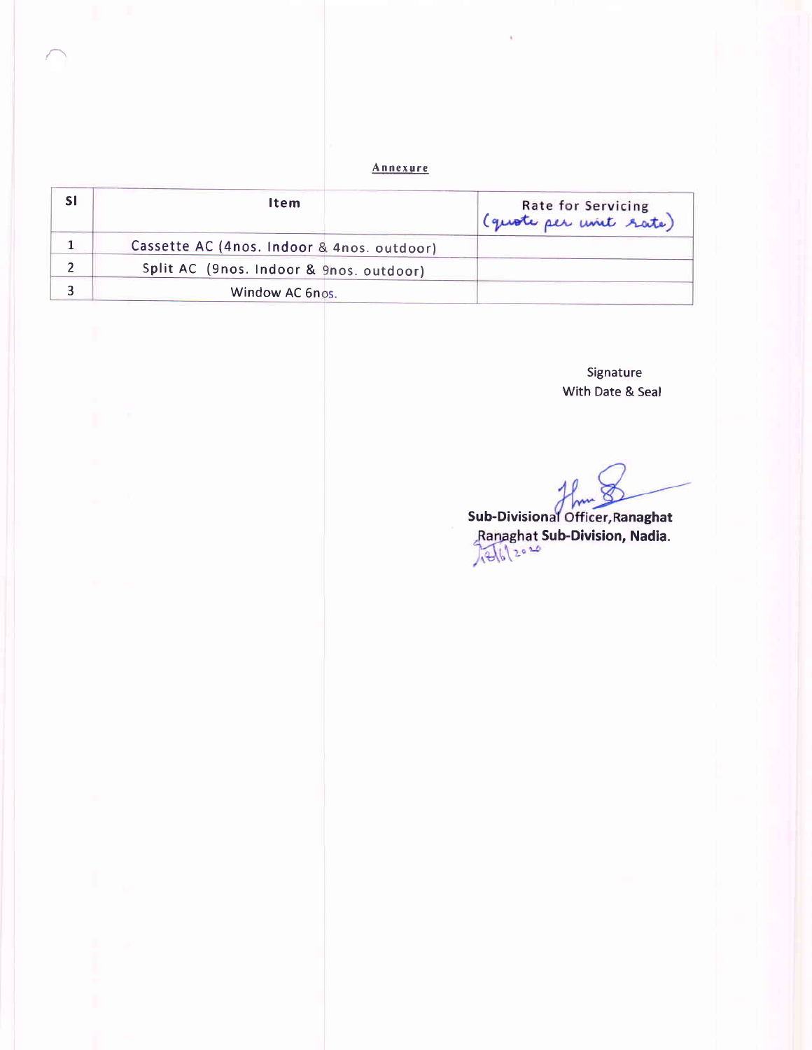## Annexure

| Sl | Item | Rate for Servicing (quote per unit rate) |
|---|---|---|
| 1 | Cassette AC (4nos. Indoor & 4nos. outdoor) | |
| 2 | Split AC (9nos. Indoor & 9nos. outdoor) | |
| 3 | Window AC 6nos. | |

Signature
With Date & Seal

**Sub-Divisional Officer, Ranaghat**
**Ranaghat Sub-Division, Nadia.**
12/6/2020